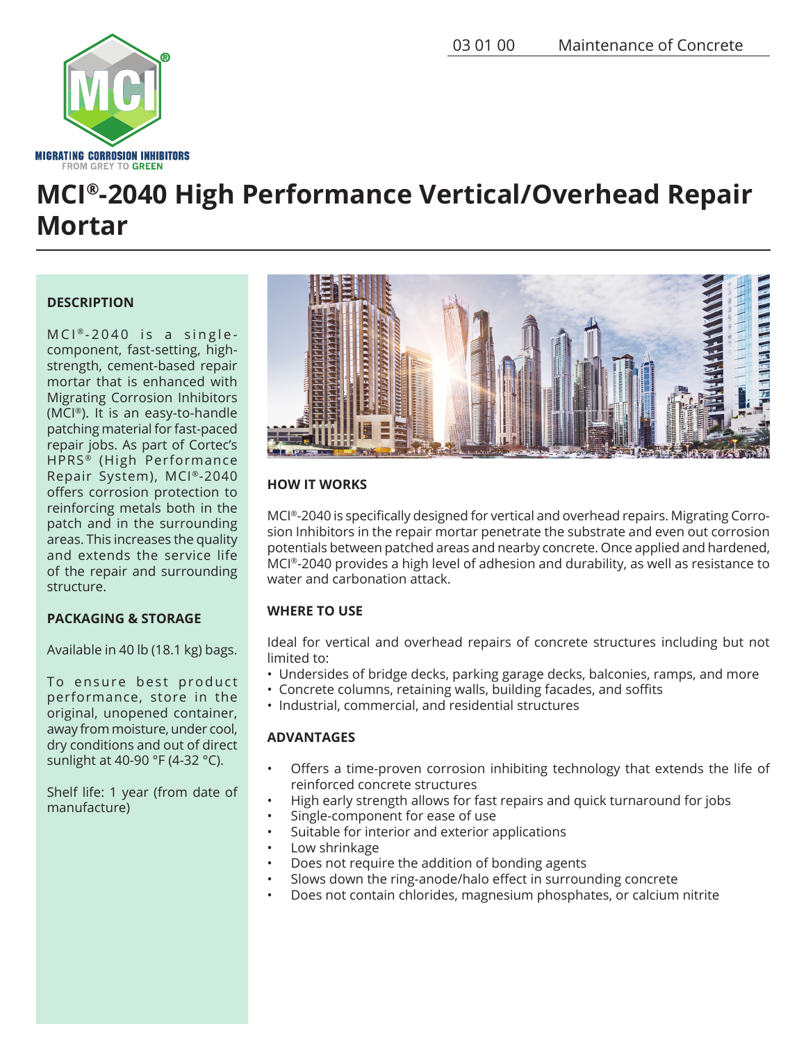# MCI®-2040 High Performance Vertical/Overhead Repair Mortar

## DESCRIPTION

MCI®-2040 is a single-component, fast-setting, high-strength, cement-based repair mortar that is enhanced with Migrating Corrosion Inhibitors (MCI®). It is an easy-to-handle patching material for fast-paced repair jobs. As part of Cortec's HPRS® (High Performance Repair System), MCI®-2040 offers corrosion protection to reinforcing metals both in the patch and in the surrounding areas. This increases the quality and extends the service life of the repair and surrounding structure.

## PACKAGING & STORAGE

Available in 40 lb (18.1 kg) bags.

To ensure best product performance, store in the original, unopened container, away from moisture, under cool, dry conditions and out of direct sunlight at 40-90 °F (4-32 °C).

Shelf life: 1 year (from date of manufacture)

## HOW IT WORKS

MCI®-2040 is specifically designed for vertical and overhead repairs. Migrating Corrosion Inhibitors in the repair mortar penetrate the substrate and even out corrosion potentials between patched areas and nearby concrete. Once applied and hardened, MCI®-2040 provides a high level of adhesion and durability, as well as resistance to water and carbonation attack.

## WHERE TO USE

Ideal for vertical and overhead repairs of concrete structures including but not limited to:

- Undersides of bridge decks, parking garage decks, balconies, ramps, and more
- Concrete columns, retaining walls, building facades, and soffits
- Industrial, commercial, and residential structures

## ADVANTAGES

- Offers a time-proven corrosion inhibiting technology that extends the life of reinforced concrete structures
- High early strength allows for fast repairs and quick turnaround for jobs
- Single-component for ease of use
- Suitable for interior and exterior applications
- Low shrinkage
- Does not require the addition of bonding agents
- Slows down the ring-anode/halo effect in surrounding concrete
- Does not contain chlorides, magnesium phosphates, or calcium nitrite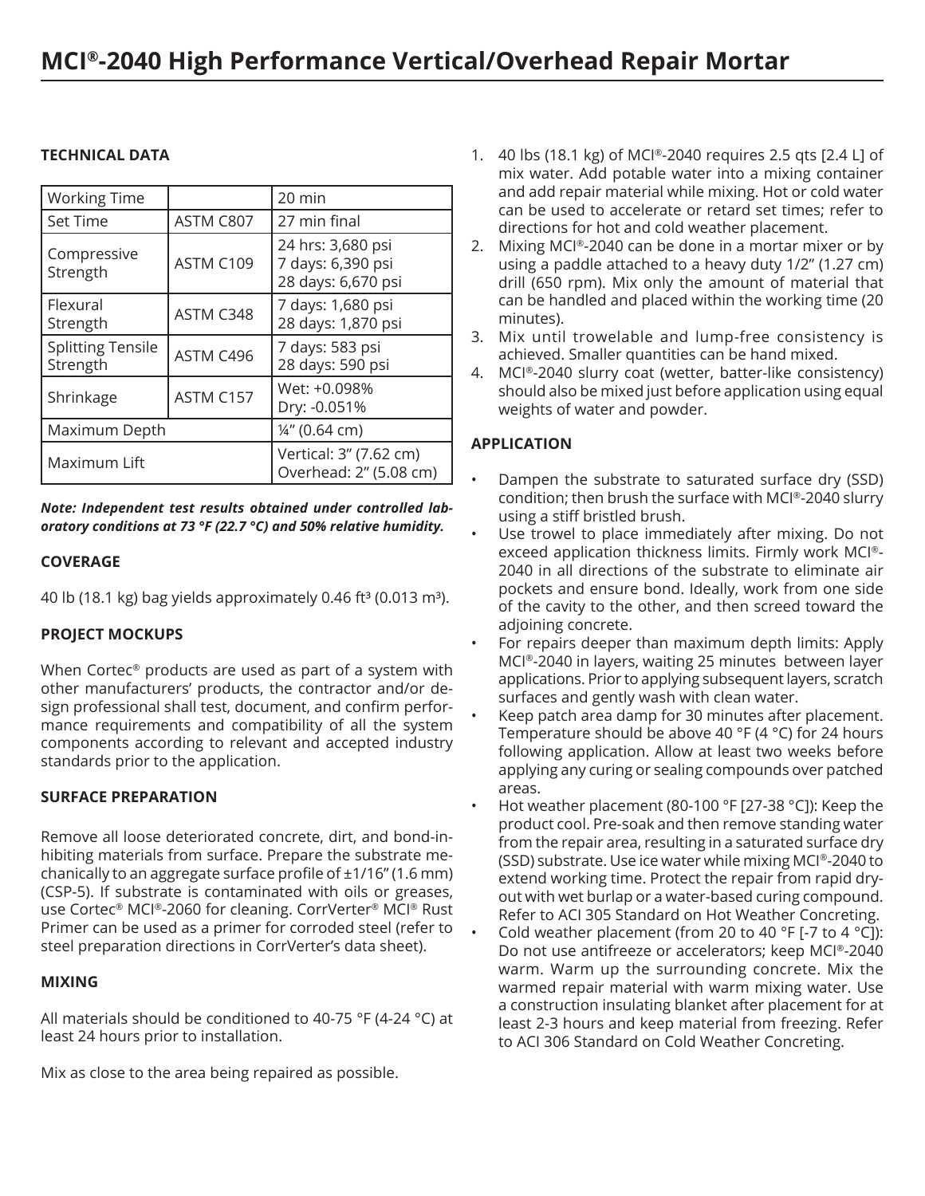# MCI®-2040 High Performance Vertical/Overhead Repair Mortar

## TECHNICAL DATA

| | | |
|---|---|---|
| Working Time | | 20 min |
| Set Time | ASTM C807 | 27 min final |
| Compressive Strength | ASTM C109 | 24 hrs: 3,680 psi<br>7 days: 6,390 psi<br>28 days: 6,670 psi |
| Flexural Strength | ASTM C348 | 7 days: 1,680 psi<br>28 days: 1,870 psi |
| Splitting Tensile Strength | ASTM C496 | 7 days: 583 psi<br>28 days: 590 psi |
| Shrinkage | ASTM C157 | Wet: +0.098%<br>Dry: -0.051% |
| Maximum Depth | | ¼" (0.64 cm) |
| Maximum Lift | | Vertical: 3" (7.62 cm)<br>Overhead: 2" (5.08 cm) |

***Note: Independent test results obtained under controlled laboratory conditions at 73 °F (22.7 °C) and 50% relative humidity.***

## COVERAGE

40 lb (18.1 kg) bag yields approximately 0.46 ft³ (0.013 m³).

## PROJECT MOCKUPS

When Cortec® products are used as part of a system with other manufacturers' products, the contractor and/or design professional shall test, document, and confirm performance requirements and compatibility of all the system components according to relevant and accepted industry standards prior to the application.

## SURFACE PREPARATION

Remove all loose deteriorated concrete, dirt, and bond-inhibiting materials from surface. Prepare the substrate mechanically to an aggregate surface profile of ±1/16" (1.6 mm) (CSP-5). If substrate is contaminated with oils or greases, use Cortec® MCI®-2060 for cleaning. CorrVerter® MCI® Rust Primer can be used as a primer for corroded steel (refer to steel preparation directions in CorrVerter's data sheet).

## MIXING

All materials should be conditioned to 40-75 °F (4-24 °C) at least 24 hours prior to installation.

Mix as close to the area being repaired as possible.

1. 40 lbs (18.1 kg) of MCI®-2040 requires 2.5 qts [2.4 L] of mix water. Add potable water into a mixing container and add repair material while mixing. Hot or cold water can be used to accelerate or retard set times; refer to directions for hot and cold weather placement.
2. Mixing MCI®-2040 can be done in a mortar mixer or by using a paddle attached to a heavy duty 1/2" (1.27 cm) drill (650 rpm). Mix only the amount of material that can be handled and placed within the working time (20 minutes).
3. Mix until trowelable and lump-free consistency is achieved. Smaller quantities can be hand mixed.
4. MCI®-2040 slurry coat (wetter, batter-like consistency) should also be mixed just before application using equal weights of water and powder.

## APPLICATION

- Dampen the substrate to saturated surface dry (SSD) condition; then brush the surface with MCI®-2040 slurry using a stiff bristled brush.
- Use trowel to place immediately after mixing. Do not exceed application thickness limits. Firmly work MCI®-2040 in all directions of the substrate to eliminate air pockets and ensure bond. Ideally, work from one side of the cavity to the other, and then screed toward the adjoining concrete.
- For repairs deeper than maximum depth limits: Apply MCI®-2040 in layers, waiting 25 minutes between layer applications. Prior to applying subsequent layers, scratch surfaces and gently wash with clean water.
- Keep patch area damp for 30 minutes after placement. Temperature should be above 40 °F (4 °C) for 24 hours following application. Allow at least two weeks before applying any curing or sealing compounds over patched areas.
- Hot weather placement (80-100 °F [27-38 °C]): Keep the product cool. Pre-soak and then remove standing water from the repair area, resulting in a saturated surface dry (SSD) substrate. Use ice water while mixing MCI®-2040 to extend working time. Protect the repair from rapid dry-out with wet burlap or a water-based curing compound. Refer to ACI 305 Standard on Hot Weather Concreting.
- Cold weather placement (from 20 to 40 °F [-7 to 4 °C]): Do not use antifreeze or accelerators; keep MCI®-2040 warm. Warm up the surrounding concrete. Mix the warmed repair material with warm mixing water. Use a construction insulating blanket after placement for at least 2-3 hours and keep material from freezing. Refer to ACI 306 Standard on Cold Weather Concreting.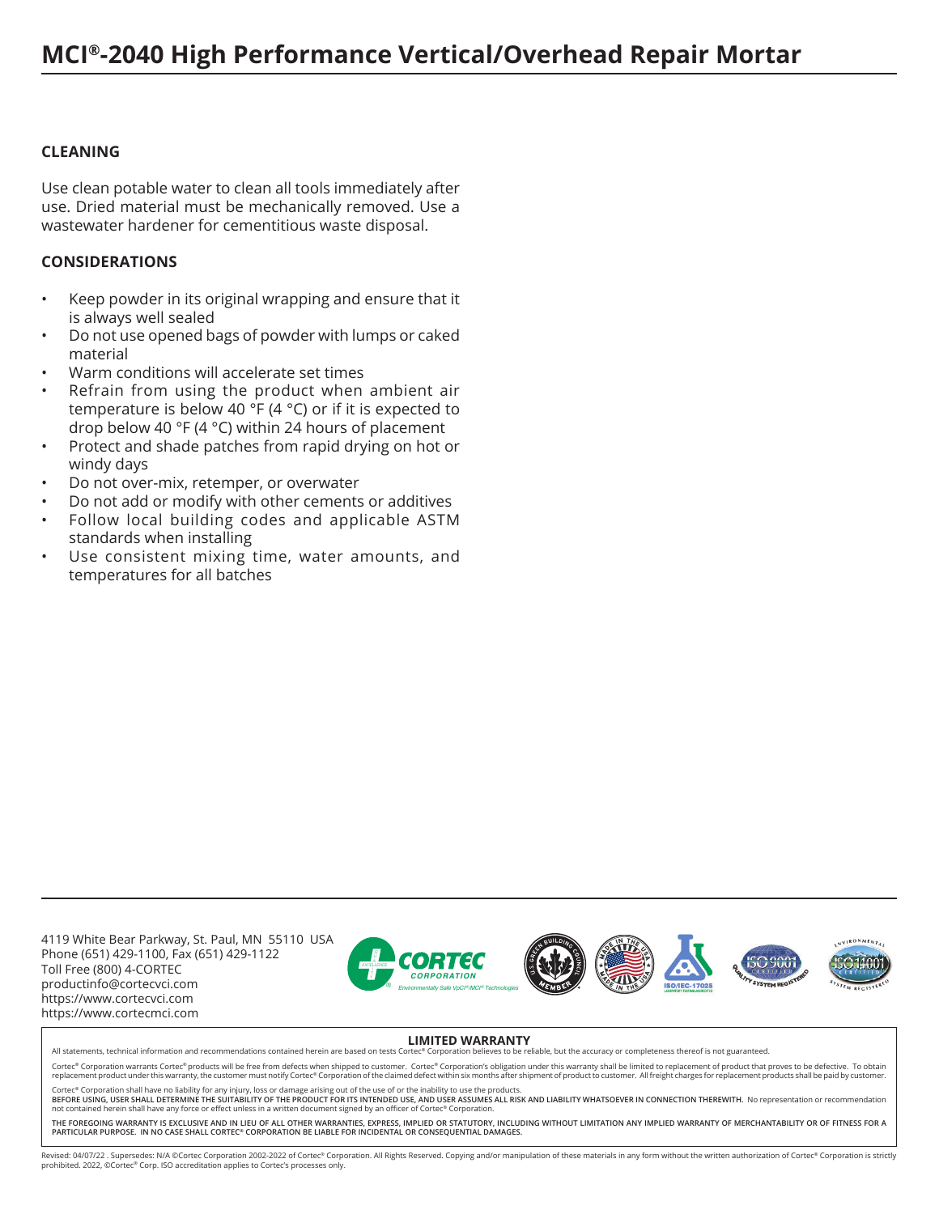## CLEANING

Use clean potable water to clean all tools immediately after use. Dried material must be mechanically removed. Use a wastewater hardener for cementitious waste disposal.

## CONSIDERATIONS

- Keep powder in its original wrapping and ensure that it is always well sealed
- Do not use opened bags of powder with lumps or caked material
- Warm conditions will accelerate set times
- Refrain from using the product when ambient air temperature is below 40 °F (4 °C) or if it is expected to drop below 40 °F (4 °C) within 24 hours of placement
- Protect and shade patches from rapid drying on hot or windy days
- Do not over-mix, retemper, or overwater
- Do not add or modify with other cements or additives
- Follow local building codes and applicable ASTM standards when installing
- Use consistent mixing time, water amounts, and temperatures for all batches

4119 White Bear Parkway, St. Paul, MN 55110 USA
Phone (651) 429-1100, Fax (651) 429-1122
Toll Free (800) 4-CORTEC
productinfo@cortecvci.com
https://www.cortecvci.com
https://www.cortecmci.com

**LIMITED WARRANTY**

All statements, technical information and recommendations contained herein are based on tests Cortec® Corporation believes to be reliable, but the accuracy or completeness thereof is not guaranteed.

Cortec® Corporation warrants Cortec® products will be free from defects when shipped to customer. Cortec® Corporation's obligation under this warranty shall be limited to replacement of product that proves to be defective. To obtain replacement product under this warranty, the customer must notify Cortec® Corporation of the claimed defect within six months after shipment of product to customer. All freight charges for replacement products shall be paid by customer.

Cortec® Corporation shall have no liability for any injury, loss or damage arising out of the use of or the inability to use the products.
**BEFORE USING, USER SHALL DETERMINE THE SUITABILITY OF THE PRODUCT FOR ITS INTENDED USE, AND USER ASSUMES ALL RISK AND LIABILITY WHATSOEVER IN CONNECTION THEREWITH.** No representation or recommendation not contained herein shall have any force or effect unless in a written document signed by an officer of Cortec® Corporation.

**THE FOREGOING WARRANTY IS EXCLUSIVE AND IN LIEU OF ALL OTHER WARRANTIES, EXPRESS, IMPLIED OR STATUTORY, INCLUDING WITHOUT LIMITATION ANY IMPLIED WARRANTY OF MERCHANTABILITY OR OF FITNESS FOR A PARTICULAR PURPOSE. IN NO CASE SHALL CORTEC® CORPORATION BE LIABLE FOR INCIDENTAL OR CONSEQUENTIAL DAMAGES.**

Revised: 04/07/22 . Supersedes: N/A ©Cortec Corporation 2002-2022 of Cortec® Corporation. All Rights Reserved. Copying and/or manipulation of these materials in any form without the written authorization of Cortec® Corporation is strictly prohibited. 2022, ©Cortec® Corp. ISO accreditation applies to Cortec's processes only.